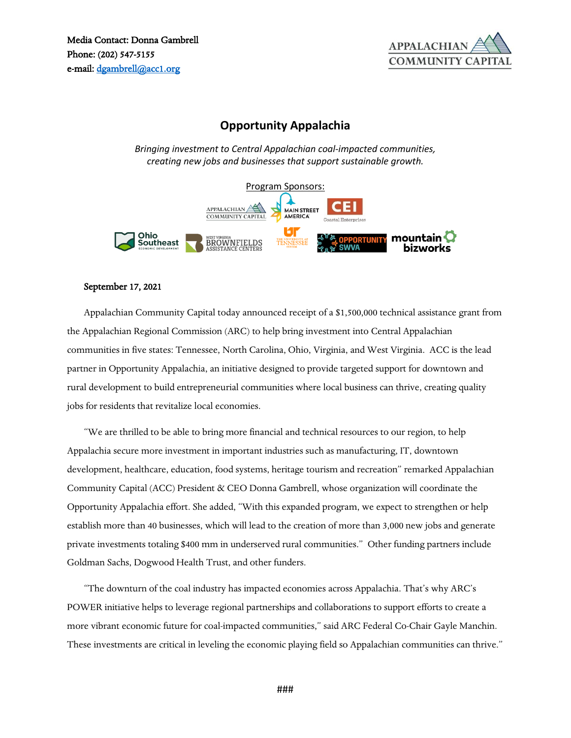Media Contact: Donna Gambrell
Phone: (202) 547-5155
e-mail: dgambrell@acc1.org

# Opportunity Appalachia

*Bringing investment to Central Appalachian coal-impacted communities, creating new jobs and businesses that support sustainable growth.*

Program Sponsors:

**September 17, 2021**

Appalachian Community Capital today announced receipt of a $1,500,000 technical assistance grant from the Appalachian Regional Commission (ARC) to help bring investment into Central Appalachian communities in five states: Tennessee, North Carolina, Ohio, Virginia, and West Virginia. ACC is the lead partner in Opportunity Appalachia, an initiative designed to provide targeted support for downtown and rural development to build entrepreneurial communities where local business can thrive, creating quality jobs for residents that revitalize local economies.

"We are thrilled to be able to bring more financial and technical resources to our region, to help Appalachia secure more investment in important industries such as manufacturing, IT, downtown development, healthcare, education, food systems, heritage tourism and recreation" remarked Appalachian Community Capital (ACC) President & CEO Donna Gambrell, whose organization will coordinate the Opportunity Appalachia effort. She added, "With this expanded program, we expect to strengthen or help establish more than 40 businesses, which will lead to the creation of more than 3,000 new jobs and generate private investments totaling $400 mm in underserved rural communities." Other funding partners include Goldman Sachs, Dogwood Health Trust, and other funders.

"The downturn of the coal industry has impacted economies across Appalachia. That's why ARC's POWER initiative helps to leverage regional partnerships and collaborations to support efforts to create a more vibrant economic future for coal-impacted communities," said ARC Federal Co-Chair Gayle Manchin. These investments are critical in leveling the economic playing field so Appalachian communities can thrive."

###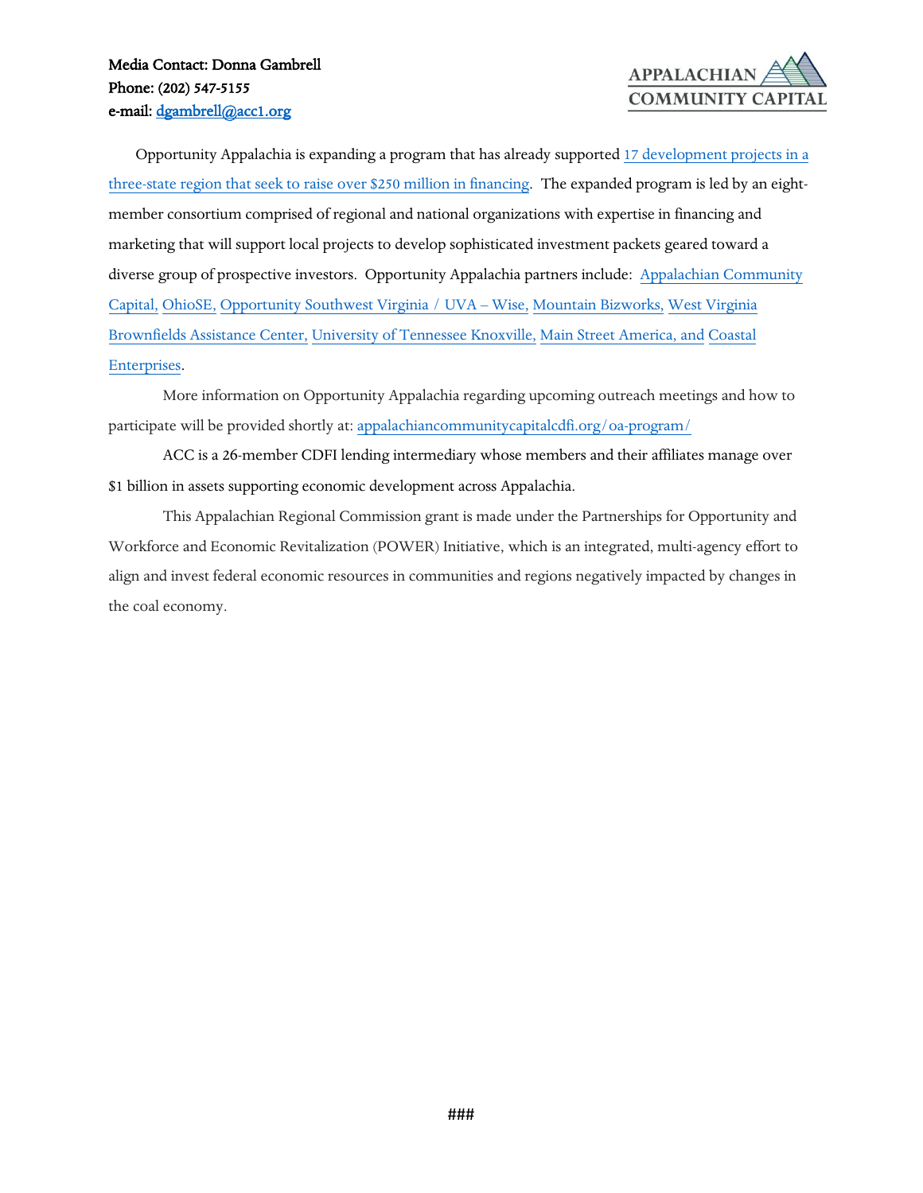Media Contact: Donna Gambrell
Phone: (202) 547-5155
e-mail: dgambrell@acc1.org

APPALACHIAN COMMUNITY CAPITAL

Opportunity Appalachia is expanding a program that has already supported 17 development projects in a three-state region that seek to raise over $250 million in financing. The expanded program is led by an eight-member consortium comprised of regional and national organizations with expertise in financing and marketing that will support local projects to develop sophisticated investment packets geared toward a diverse group of prospective investors. Opportunity Appalachia partners include: Appalachian Community Capital, OhioSE, Opportunity Southwest Virginia / UVA – Wise, Mountain Bizworks, West Virginia Brownfields Assistance Center, University of Tennessee Knoxville, Main Street America, and Coastal Enterprises.

More information on Opportunity Appalachia regarding upcoming outreach meetings and how to participate will be provided shortly at: appalachiancommunitycapitalcdfi.org/oa-program/

ACC is a 26-member CDFI lending intermediary whose members and their affiliates manage over $1 billion in assets supporting economic development across Appalachia.

This Appalachian Regional Commission grant is made under the Partnerships for Opportunity and Workforce and Economic Revitalization (POWER) Initiative, which is an integrated, multi-agency effort to align and invest federal economic resources in communities and regions negatively impacted by changes in the coal economy.

###